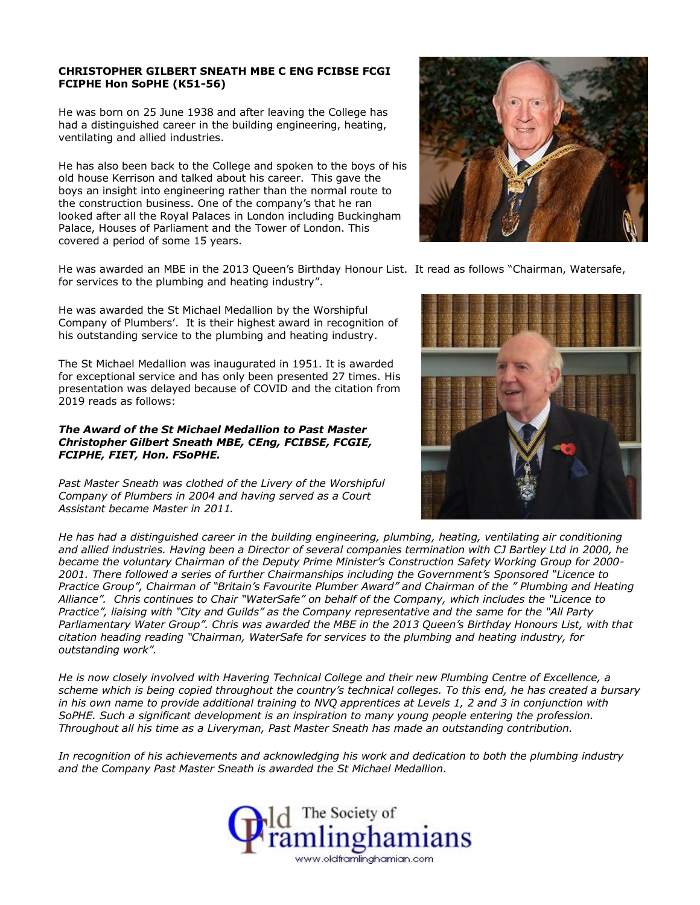**CHRISTOPHER GILBERT SNEATH MBE C ENG FCIBSE FCGI FCIPHE Hon SoPHE (K51-56)**

He was born on 25 June 1938 and after leaving the College has had a distinguished career in the building engineering, heating, ventilating and allied industries.

He has also been back to the College and spoken to the boys of his old house Kerrison and talked about his career. This gave the boys an insight into engineering rather than the normal route to the construction business. One of the company's that he ran looked after all the Royal Palaces in London including Buckingham Palace, Houses of Parliament and the Tower of London. This covered a period of some 15 years.

He was awarded an MBE in the 2013 Queen's Birthday Honour List. It read as follows "Chairman, Watersafe, for services to the plumbing and heating industry".

He was awarded the St Michael Medallion by the Worshipful Company of Plumbers'. It is their highest award in recognition of his outstanding service to the plumbing and heating industry.

The St Michael Medallion was inaugurated in 1951. It is awarded for exceptional service and has only been presented 27 times. His presentation was delayed because of COVID and the citation from 2019 reads as follows:

***The Award of the St Michael Medallion to Past Master Christopher Gilbert Sneath MBE, CEng, FCIBSE, FCGIE, FCIPHE, FIET, Hon. FSoPHE.***

*Past Master Sneath was clothed of the Livery of the Worshipful Company of Plumbers in 2004 and having served as a Court Assistant became Master in 2011.*

*He has had a distinguished career in the building engineering, plumbing, heating, ventilating air conditioning and allied industries. Having been a Director of several companies termination with CJ Bartley Ltd in 2000, he became the voluntary Chairman of the Deputy Prime Minister's Construction Safety Working Group for 2000-2001. There followed a series of further Chairmanships including the Government's Sponsored "Licence to Practice Group", Chairman of "Britain's Favourite Plumber Award" and Chairman of the " Plumbing and Heating Alliance". Chris continues to Chair "WaterSafe" on behalf of the Company, which includes the "Licence to Practice", liaising with "City and Guilds" as the Company representative and the same for the "All Party Parliamentary Water Group". Chris was awarded the MBE in the 2013 Queen's Birthday Honours List, with that citation heading reading "Chairman, WaterSafe for services to the plumbing and heating industry, for outstanding work".*

*He is now closely involved with Havering Technical College and their new Plumbing Centre of Excellence, a scheme which is being copied throughout the country's technical colleges. To this end, he has created a bursary in his own name to provide additional training to NVQ apprentices at Levels 1, 2 and 3 in conjunction with SoPHE. Such a significant development is an inspiration to many young people entering the profession. Throughout all his time as a Liveryman, Past Master Sneath has made an outstanding contribution.*

*In recognition of his achievements and acknowledging his work and dedication to both the plumbing industry and the Company Past Master Sneath is awarded the St Michael Medallion.*

Old Framlinghamians – The Society of
www.oldframlinghamian.com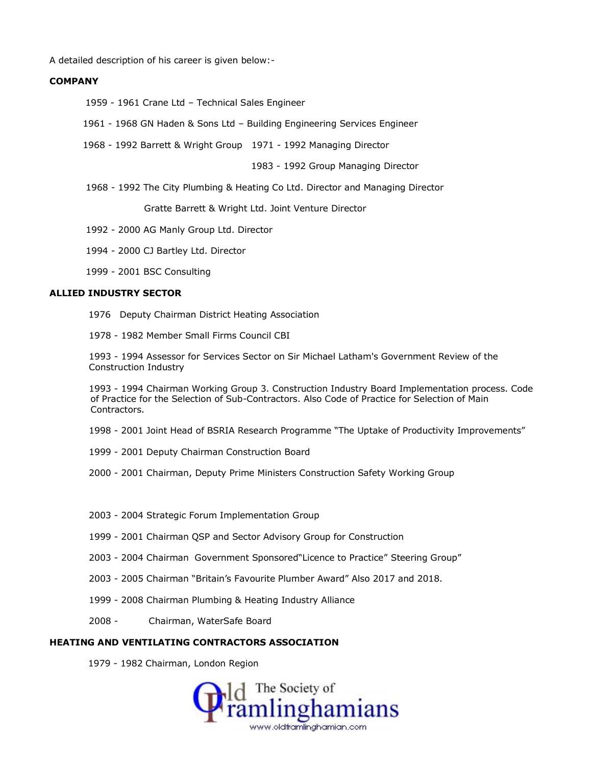A detailed description of his career is given below:-

**COMPANY**

1959 - 1961 Crane Ltd – Technical Sales Engineer

1961 - 1968 GN Haden & Sons Ltd – Building Engineering Services Engineer

1968 - 1992 Barrett & Wright Group 1971 - 1992 Managing Director

1983 - 1992 Group Managing Director

1968 - 1992 The City Plumbing & Heating Co Ltd. Director and Managing Director

Gratte Barrett & Wright Ltd. Joint Venture Director

1992 - 2000 AG Manly Group Ltd. Director

1994 - 2000 CJ Bartley Ltd. Director

1999 - 2001 BSC Consulting

**ALLIED INDUSTRY SECTOR**

1976 Deputy Chairman District Heating Association

1978 - 1982 Member Small Firms Council CBI

1993 - 1994 Assessor for Services Sector on Sir Michael Latham's Government Review of the Construction Industry

1993 - 1994 Chairman Working Group 3. Construction Industry Board Implementation process. Code of Practice for the Selection of Sub-Contractors. Also Code of Practice for Selection of Main Contractors.

1998 - 2001 Joint Head of BSRIA Research Programme "The Uptake of Productivity Improvements"

1999 - 2001 Deputy Chairman Construction Board

2000 - 2001 Chairman, Deputy Prime Ministers Construction Safety Working Group

2003 - 2004 Strategic Forum Implementation Group

1999 - 2001 Chairman QSP and Sector Advisory Group for Construction

2003 - 2004 Chairman Government Sponsored"Licence to Practice" Steering Group"

2003 - 2005 Chairman "Britain's Favourite Plumber Award" Also 2017 and 2018.

1999 - 2008 Chairman Plumbing & Heating Industry Alliance

2008 - Chairman, WaterSafe Board

**HEATING AND VENTILATING CONTRACTORS ASSOCIATION**

1979 - 1982 Chairman, London Region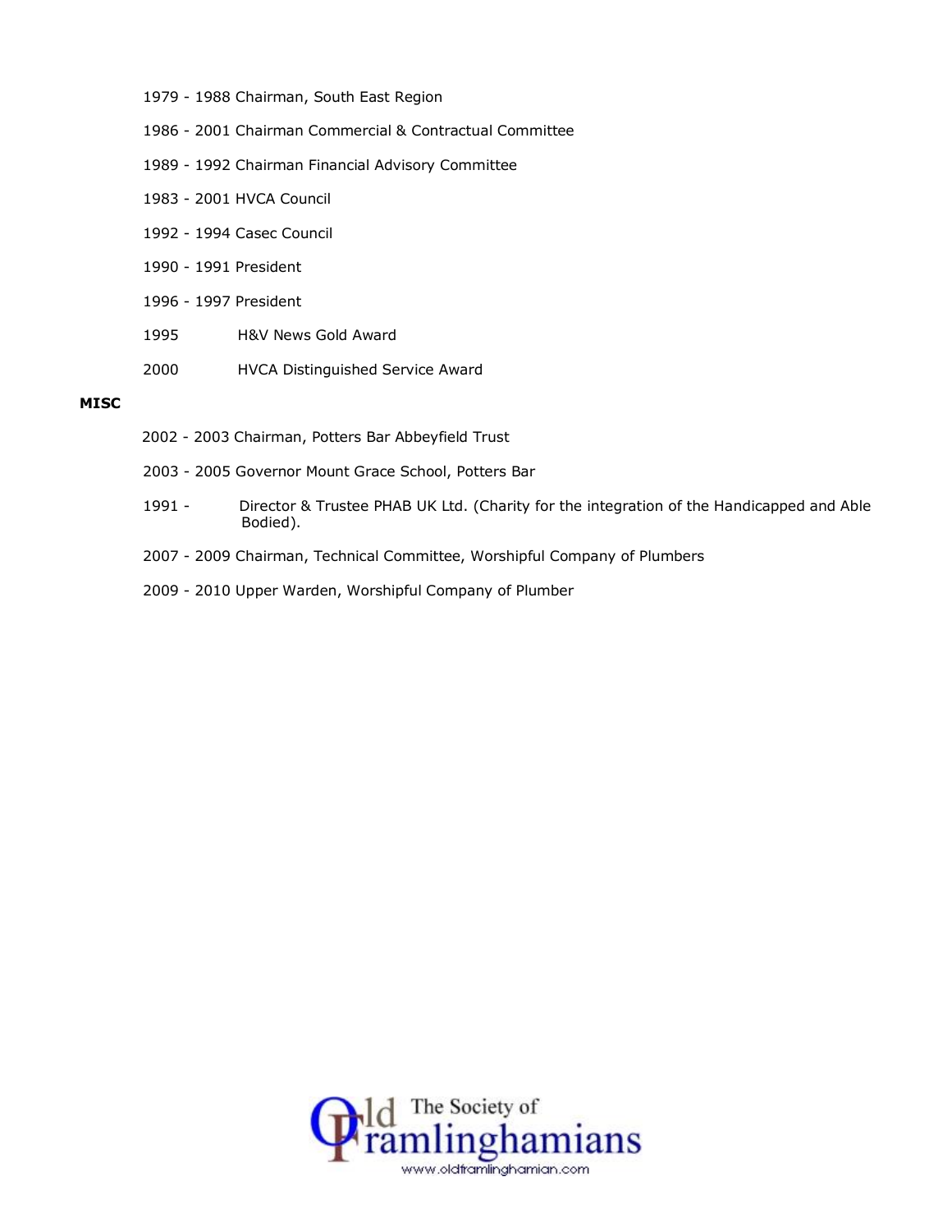1979 - 1988 Chairman, South East Region

1986 - 2001 Chairman Commercial & Contractual Committee

1989 - 1992 Chairman Financial Advisory Committee

1983 - 2001 HVCA Council

1992 - 1994 Casec Council

1990 - 1991 President

1996 - 1997 President

1995 H&V News Gold Award

2000 HVCA Distinguished Service Award

**MISC**

2002 - 2003 Chairman, Potters Bar Abbeyfield Trust

2003 - 2005 Governor Mount Grace School, Potters Bar

1991 - Director & Trustee PHAB UK Ltd. (Charity for the integration of the Handicapped and Able Bodied).

2007 - 2009 Chairman, Technical Committee, Worshipful Company of Plumbers

2009 - 2010 Upper Warden, Worshipful Company of Plumber

Old Framlinghamians The Society of
www.oldframlinghamian.com